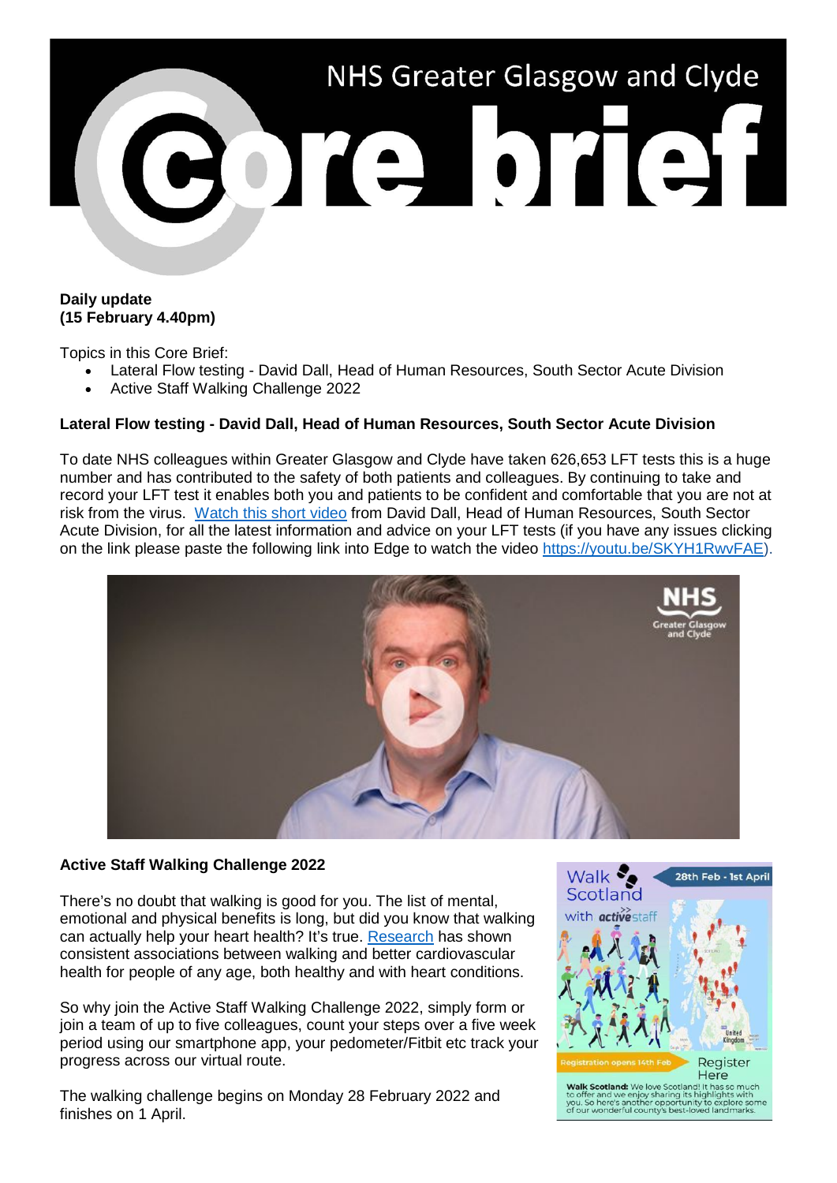# NHS Greater Glasgow and Clyde Core brief

**Daily update**
**(15 February 4.40pm)**

Topics in this Core Brief:

- Lateral Flow testing - David Dall, Head of Human Resources, South Sector Acute Division
- Active Staff Walking Challenge 2022

**Lateral Flow testing - David Dall, Head of Human Resources, South Sector Acute Division**

To date NHS colleagues within Greater Glasgow and Clyde have taken 626,653 LFT tests this is a huge number and has contributed to the safety of both patients and colleagues. By continuing to take and record your LFT test it enables both you and patients to be confident and comfortable that you are not at risk from the virus. Watch this short video from David Dall, Head of Human Resources, South Sector Acute Division, for all the latest information and advice on your LFT tests (if you have any issues clicking on the link please paste the following link into Edge to watch the video https://youtu.be/SKYH1RwvFAE).

**Active Staff Walking Challenge 2022**

There's no doubt that walking is good for you. The list of mental, emotional and physical benefits is long, but did you know that walking can actually help your heart health? It's true. Research has shown consistent associations between walking and better cardiovascular health for people of any age, both healthy and with heart conditions.

So why join the Active Staff Walking Challenge 2022, simply form or join a team of up to five colleagues, count your steps over a five week period using our smartphone app, your pedometer/Fitbit etc track your progress across our virtual route.

The walking challenge begins on Monday 28 February 2022 and finishes on 1 April.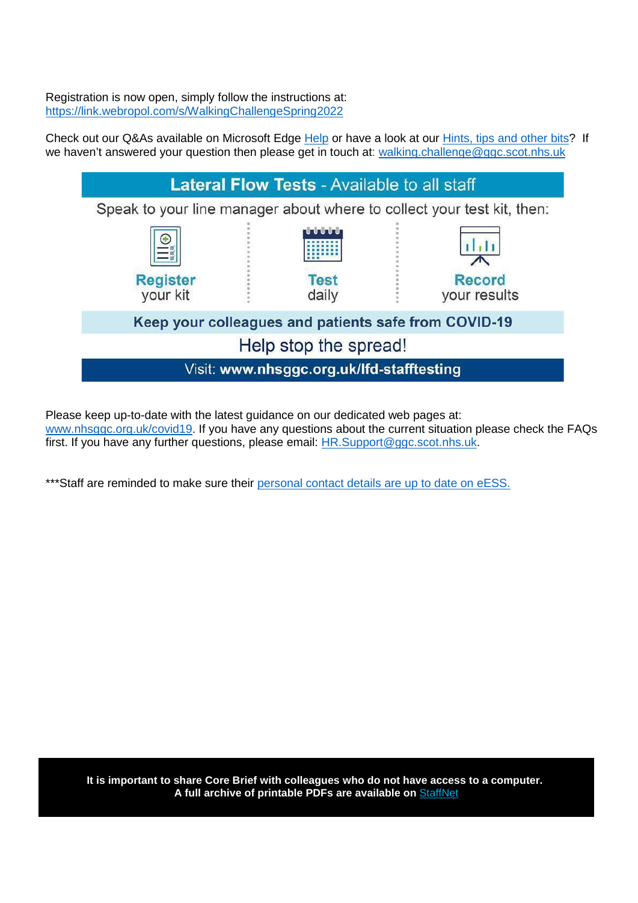Registration is now open, simply follow the instructions at:
https://link.webropol.com/s/WalkingChallengeSpring2022

Check out our Q&As available on Microsoft Edge Help or have a look at our Hints, tips and other bits? If we haven't answered your question then please get in touch at: walking.challenge@ggc.scot.nhs.uk

## Lateral Flow Tests - Available to all staff

Speak to your line manager about where to collect your test kit, then:

**Register** your kit

**Test** daily

**Record** your results

**Keep your colleagues and patients safe from COVID-19**

Help stop the spread!

Visit: **www.nhsggc.org.uk/lfd-stafftesting**

Please keep up-to-date with the latest guidance on our dedicated web pages at: www.nhsggc.org.uk/covid19. If you have any questions about the current situation please check the FAQs first. If you have any further questions, please email: HR.Support@ggc.scot.nhs.uk.

***Staff are reminded to make sure their personal contact details are up to date on eESS.

**It is important to share Core Brief with colleagues who do not have access to a computer.**
**A full archive of printable PDFs are available on** StaffNet